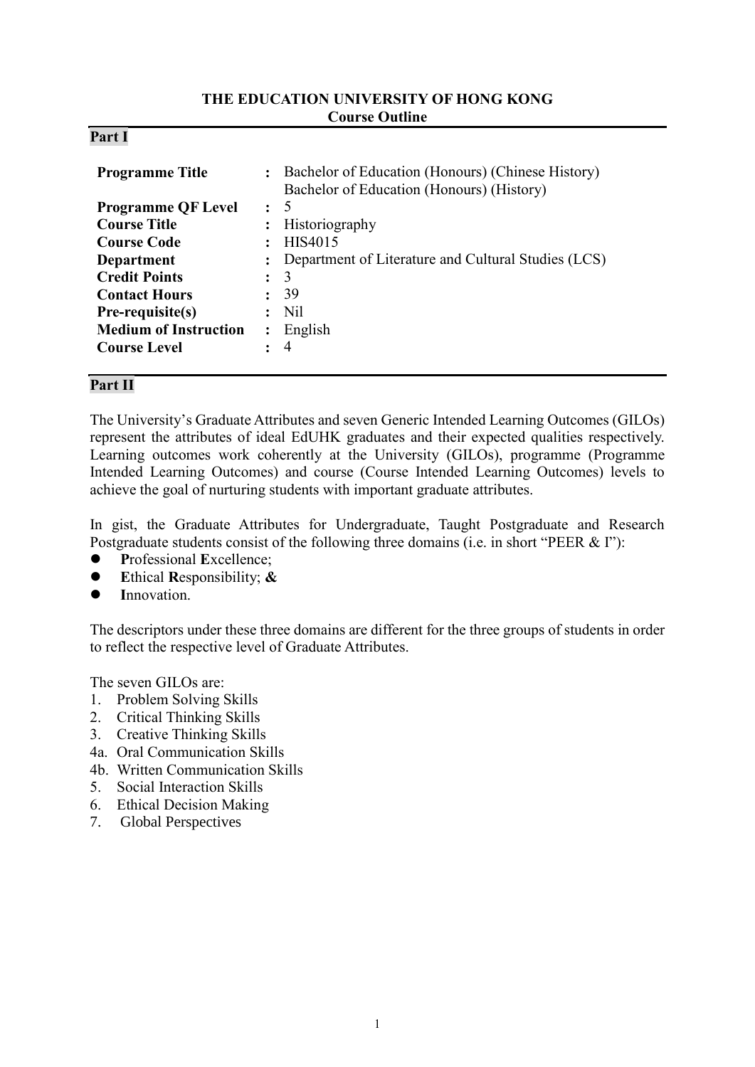**THE EDUCATION UNIVERSITY OF HONG KONG**
**Course Outline**

## Part I

| | | |
|---|---|---|
| **Programme Title** | : | Bachelor of Education (Honours) (Chinese History)<br>Bachelor of Education (Honours) (History) |
| **Programme QF Level** | : | 5 |
| **Course Title** | : | Historiography |
| **Course Code** | : | HIS4015 |
| **Department** | : | Department of Literature and Cultural Studies (LCS) |
| **Credit Points** | : | 3 |
| **Contact Hours** | : | 39 |
| **Pre-requisite(s)** | : | Nil |
| **Medium of Instruction** | : | English |
| **Course Level** | : | 4 |

## Part II

The University's Graduate Attributes and seven Generic Intended Learning Outcomes (GILOs) represent the attributes of ideal EdUHK graduates and their expected qualities respectively. Learning outcomes work coherently at the University (GILOs), programme (Programme Intended Learning Outcomes) and course (Course Intended Learning Outcomes) levels to achieve the goal of nurturing students with important graduate attributes.

In gist, the Graduate Attributes for Undergraduate, Taught Postgraduate and Research Postgraduate students consist of the following three domains (i.e. in short "PEER & I"):

- **P**rofessional **E**xcellence;
- **E**thical **R**esponsibility; **&**
- **I**nnovation.

The descriptors under these three domains are different for the three groups of students in order to reflect the respective level of Graduate Attributes.

The seven GILOs are:

1. Problem Solving Skills
2. Critical Thinking Skills
3. Creative Thinking Skills

4a. Oral Communication Skills
4b. Written Communication Skills

5. Social Interaction Skills
6. Ethical Decision Making
7. Global Perspectives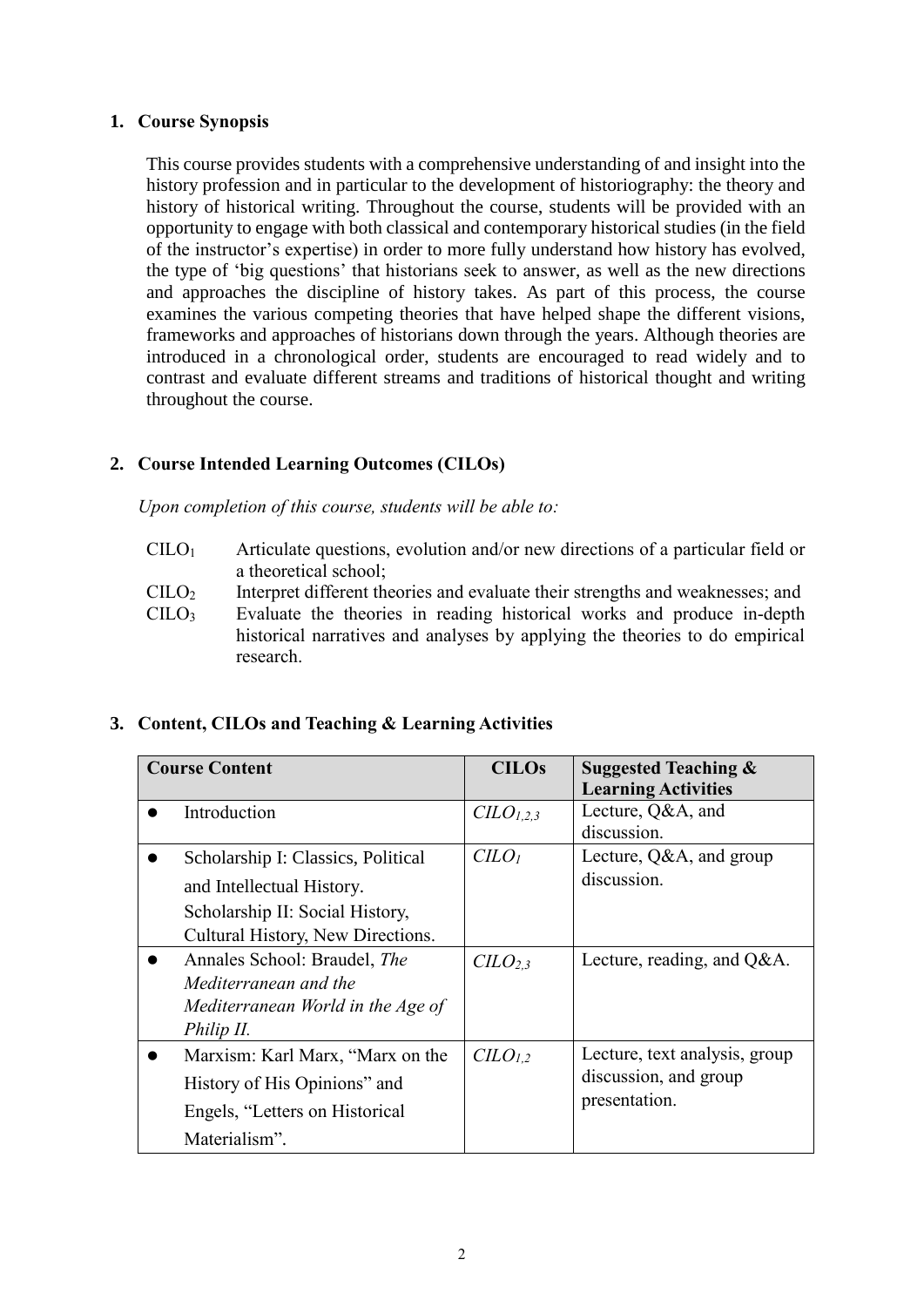## 1. Course Synopsis

This course provides students with a comprehensive understanding of and insight into the history profession and in particular to the development of historiography: the theory and history of historical writing. Throughout the course, students will be provided with an opportunity to engage with both classical and contemporary historical studies (in the field of the instructor's expertise) in order to more fully understand how history has evolved, the type of 'big questions' that historians seek to answer, as well as the new directions and approaches the discipline of history takes. As part of this process, the course examines the various competing theories that have helped shape the different visions, frameworks and approaches of historians down through the years. Although theories are introduced in a chronological order, students are encouraged to read widely and to contrast and evaluate different streams and traditions of historical thought and writing throughout the course.

## 2. Course Intended Learning Outcomes (CILOs)

*Upon completion of this course, students will be able to:*

- $CILO_1$ Articulate questions, evolution and/or new directions of a particular field or a theoretical school;
- $CILO_2$ Interpret different theories and evaluate their strengths and weaknesses; and
- $CILO_3$ Evaluate the theories in reading historical works and produce in-depth historical narratives and analyses by applying the theories to do empirical research.

## 3. Content, CILOs and Teaching & Learning Activities

| Course Content | CILOs | Suggested Teaching & Learning Activities |
|---|---|---|
| • Introduction | $CILO_{1,2,3}$ | Lecture, Q&A, and discussion. |
| • Scholarship I: Classics, Political and Intellectual History. Scholarship II: Social History, Cultural History, New Directions. | $CILO_1$ | Lecture, Q&A, and group discussion. |
| • Annales School: Braudel, *The Mediterranean and the Mediterranean World in the Age of Philip II.* | $CILO_{2,3}$ | Lecture, reading, and Q&A. |
| • Marxism: Karl Marx, "Marx on the History of His Opinions" and Engels, "Letters on Historical Materialism". | $CILO_{1,2}$ | Lecture, text analysis, group discussion, and group presentation. |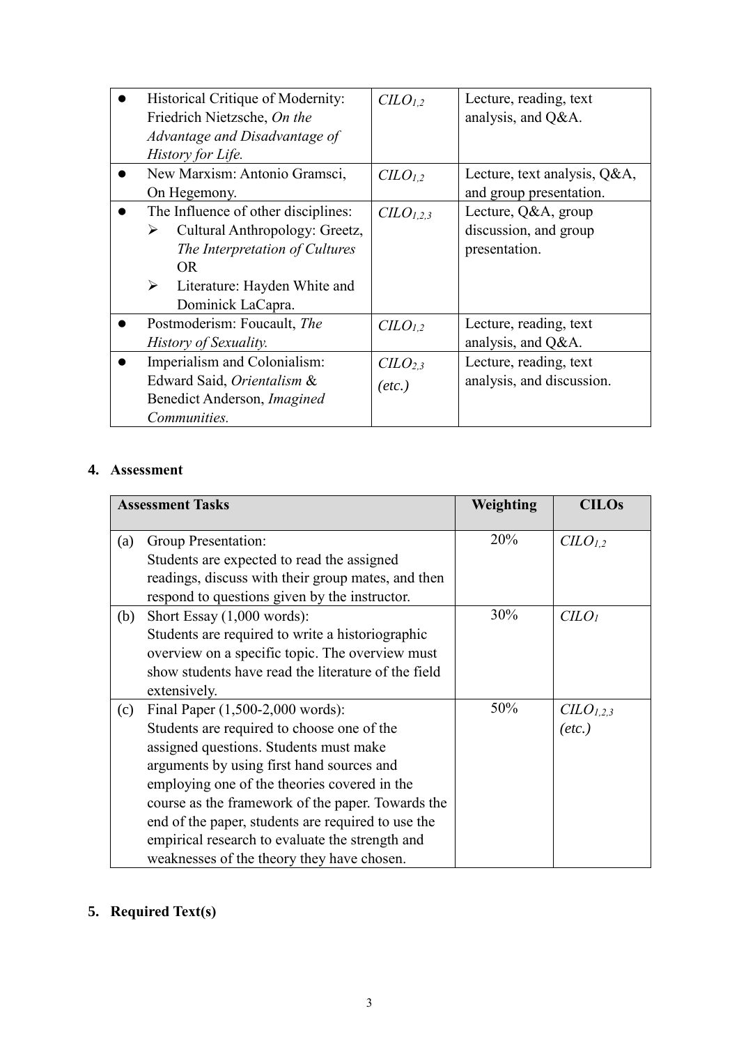| | | |
|---|---|---|
| ● Historical Critique of Modernity: Friedrich Nietzsche, *On the Advantage and Disadvantage of History for Life.* | $CILO_{1,2}$ | Lecture, reading, text analysis, and Q&A. |
| ● New Marxism: Antonio Gramsci, On Hegemony. | $CILO_{1,2}$ | Lecture, text analysis, Q&A, and group presentation. |
| ● The Influence of other disciplines: <br>➢ Cultural Anthropology: Greetz, *The Interpretation of Cultures* <br>OR <br>➢ Literature: Hayden White and Dominick LaCapra. | $CILO_{1,2,3}$ | Lecture, Q&A, group discussion, and group presentation. |
| ● Postmoderism: Foucault, *The History of Sexuality.* | $CILO_{1,2}$ | Lecture, reading, text analysis, and Q&A. |
| ● Imperialism and Colonialism: Edward Said, *Orientalism* & Benedict Anderson, *Imagined Communities.* | $CILO_{2,3}$ *(etc.)* | Lecture, reading, text analysis, and discussion. |

## 4. Assessment

| Assessment Tasks | Weighting | CILOs |
|---|---|---|
| (a) Group Presentation: Students are expected to read the assigned readings, discuss with their group mates, and then respond to questions given by the instructor. | 20% | $CILO_{1,2}$ |
| (b) Short Essay (1,000 words): Students are required to write a historiographic overview on a specific topic. The overview must show students have read the literature of the field extensively. | 30% | $CILO_{1}$ |
| (c) Final Paper (1,500-2,000 words): Students are required to choose one of the assigned questions. Students must make arguments by using first hand sources and employing one of the theories covered in the course as the framework of the paper. Towards the end of the paper, students are required to use the empirical research to evaluate the strength and weaknesses of the theory they have chosen. | 50% | $CILO_{1,2,3}$ *(etc.)* |

## 5. Required Text(s)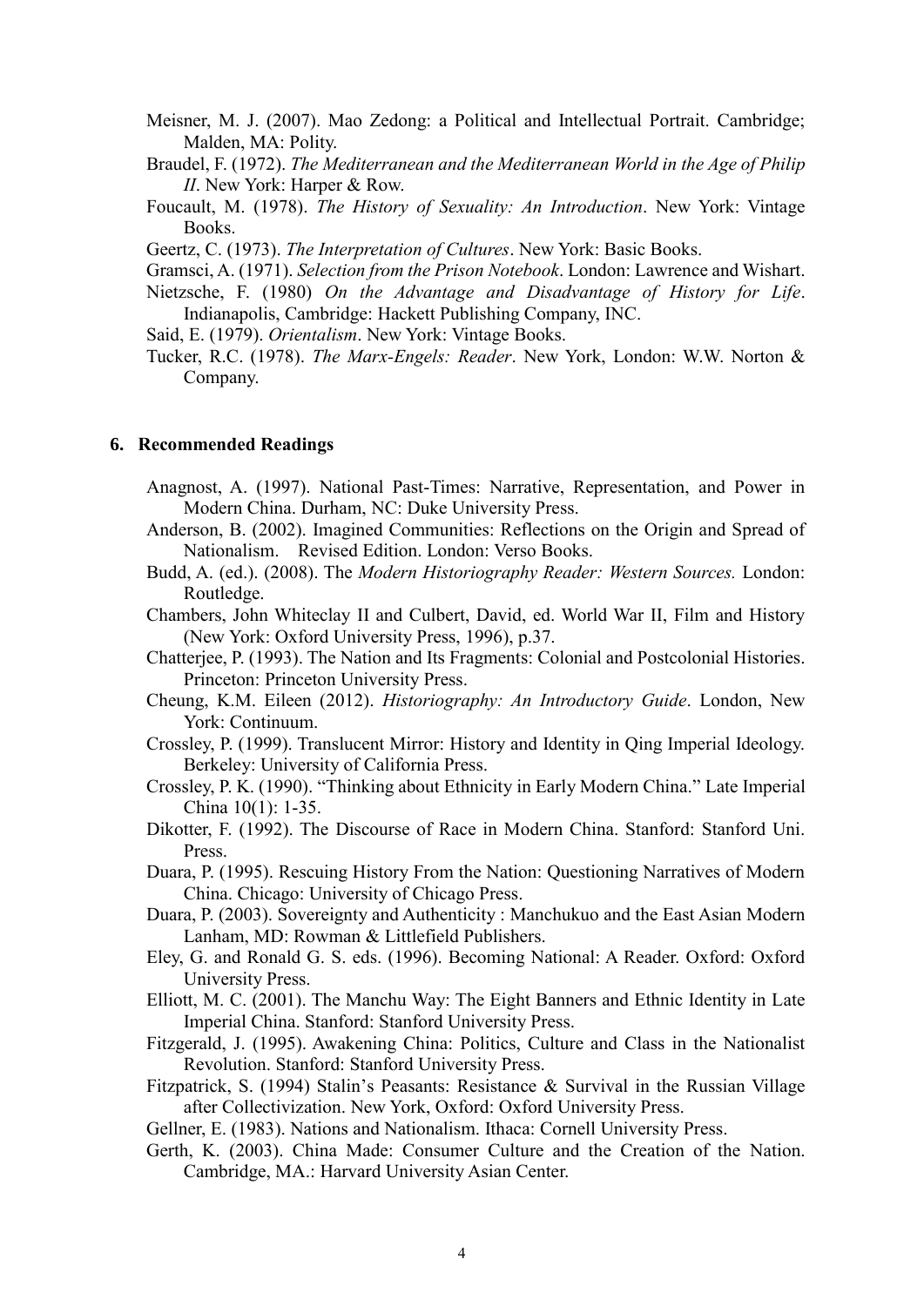Meisner, M. J. (2007). Mao Zedong: a Political and Intellectual Portrait. Cambridge; Malden, MA: Polity.

Braudel, F. (1972). *The Mediterranean and the Mediterranean World in the Age of Philip II*. New York: Harper & Row.

Foucault, M. (1978). *The History of Sexuality: An Introduction*. New York: Vintage Books.

Geertz, C. (1973). *The Interpretation of Cultures*. New York: Basic Books.

Gramsci, A. (1971). *Selection from the Prison Notebook*. London: Lawrence and Wishart.

Nietzsche, F. (1980) *On the Advantage and Disadvantage of History for Life*. Indianapolis, Cambridge: Hackett Publishing Company, INC.

Said, E. (1979). *Orientalism*. New York: Vintage Books.

Tucker, R.C. (1978). *The Marx-Engels: Reader*. New York, London: W.W. Norton & Company.

## 6. Recommended Readings

Anagnost, A. (1997). National Past-Times: Narrative, Representation, and Power in Modern China. Durham, NC: Duke University Press.

Anderson, B. (2002). Imagined Communities: Reflections on the Origin and Spread of Nationalism. Revised Edition. London: Verso Books.

Budd, A. (ed.). (2008). The *Modern Historiography Reader: Western Sources.* London: Routledge.

Chambers, John Whiteclay II and Culbert, David, ed. World War II, Film and History (New York: Oxford University Press, 1996), p.37.

Chatterjee, P. (1993). The Nation and Its Fragments: Colonial and Postcolonial Histories. Princeton: Princeton University Press.

Cheung, K.M. Eileen (2012). *Historiography: An Introductory Guide*. London, New York: Continuum.

Crossley, P. (1999). Translucent Mirror: History and Identity in Qing Imperial Ideology. Berkeley: University of California Press.

Crossley, P. K. (1990). "Thinking about Ethnicity in Early Modern China." Late Imperial China 10(1): 1-35.

Dikotter, F. (1992). The Discourse of Race in Modern China. Stanford: Stanford Uni. Press.

Duara, P. (1995). Rescuing History From the Nation: Questioning Narratives of Modern China. Chicago: University of Chicago Press.

Duara, P. (2003). Sovereignty and Authenticity : Manchukuo and the East Asian Modern Lanham, MD: Rowman & Littlefield Publishers.

Eley, G. and Ronald G. S. eds. (1996). Becoming National: A Reader. Oxford: Oxford University Press.

Elliott, M. C. (2001). The Manchu Way: The Eight Banners and Ethnic Identity in Late Imperial China. Stanford: Stanford University Press.

Fitzgerald, J. (1995). Awakening China: Politics, Culture and Class in the Nationalist Revolution. Stanford: Stanford University Press.

Fitzpatrick, S. (1994) Stalin's Peasants: Resistance & Survival in the Russian Village after Collectivization. New York, Oxford: Oxford University Press.

Gellner, E. (1983). Nations and Nationalism. Ithaca: Cornell University Press.

Gerth, K. (2003). China Made: Consumer Culture and the Creation of the Nation. Cambridge, MA.: Harvard University Asian Center.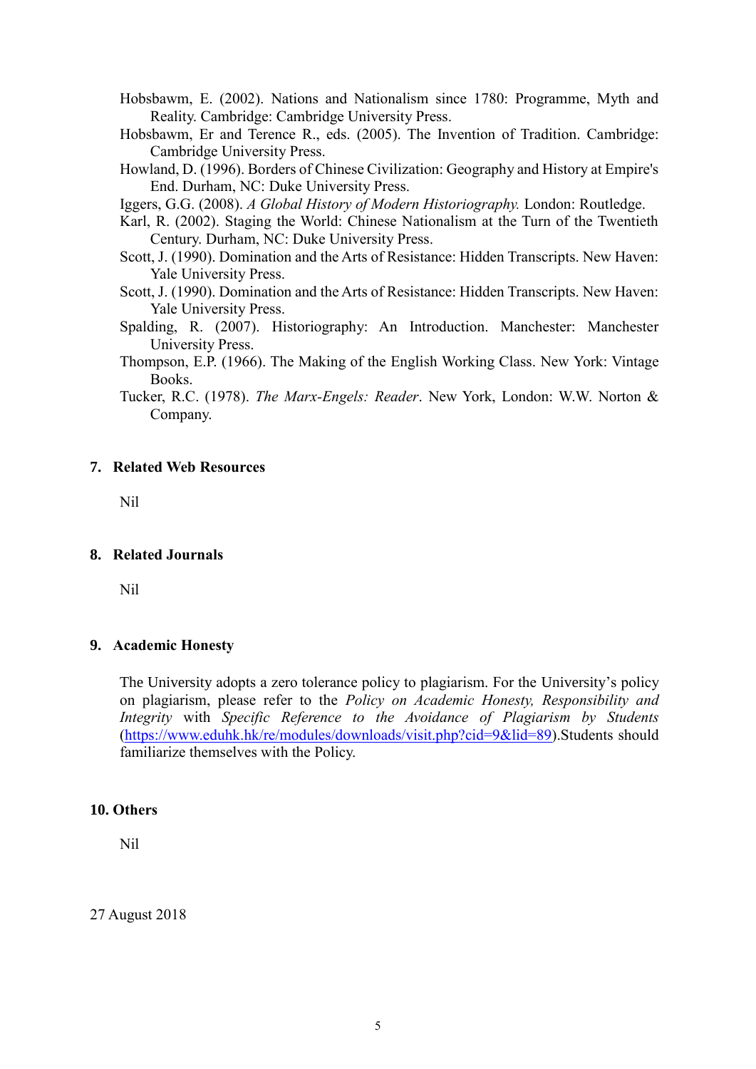Hobsbawm, E. (2002). Nations and Nationalism since 1780: Programme, Myth and Reality. Cambridge: Cambridge University Press.

Hobsbawm, Er and Terence R., eds. (2005). The Invention of Tradition. Cambridge: Cambridge University Press.

Howland, D. (1996). Borders of Chinese Civilization: Geography and History at Empire's End. Durham, NC: Duke University Press.

Iggers, G.G. (2008). *A Global History of Modern Historiography.* London: Routledge.

Karl, R. (2002). Staging the World: Chinese Nationalism at the Turn of the Twentieth Century. Durham, NC: Duke University Press.

Scott, J. (1990). Domination and the Arts of Resistance: Hidden Transcripts. New Haven: Yale University Press.

Scott, J. (1990). Domination and the Arts of Resistance: Hidden Transcripts. New Haven: Yale University Press.

Spalding, R. (2007). Historiography: An Introduction. Manchester: Manchester University Press.

Thompson, E.P. (1966). The Making of the English Working Class. New York: Vintage Books.

Tucker, R.C. (1978). *The Marx-Engels: Reader*. New York, London: W.W. Norton & Company.

## 7. Related Web Resources

Nil

## 8. Related Journals

Nil

## 9. Academic Honesty

The University adopts a zero tolerance policy to plagiarism. For the University's policy on plagiarism, please refer to the *Policy on Academic Honesty, Responsibility and Integrity* with *Specific Reference to the Avoidance of Plagiarism by Students* (https://www.eduhk.hk/re/modules/downloads/visit.php?cid=9&lid=89).Students should familiarize themselves with the Policy.

## 10. Others

Nil

27 August 2018